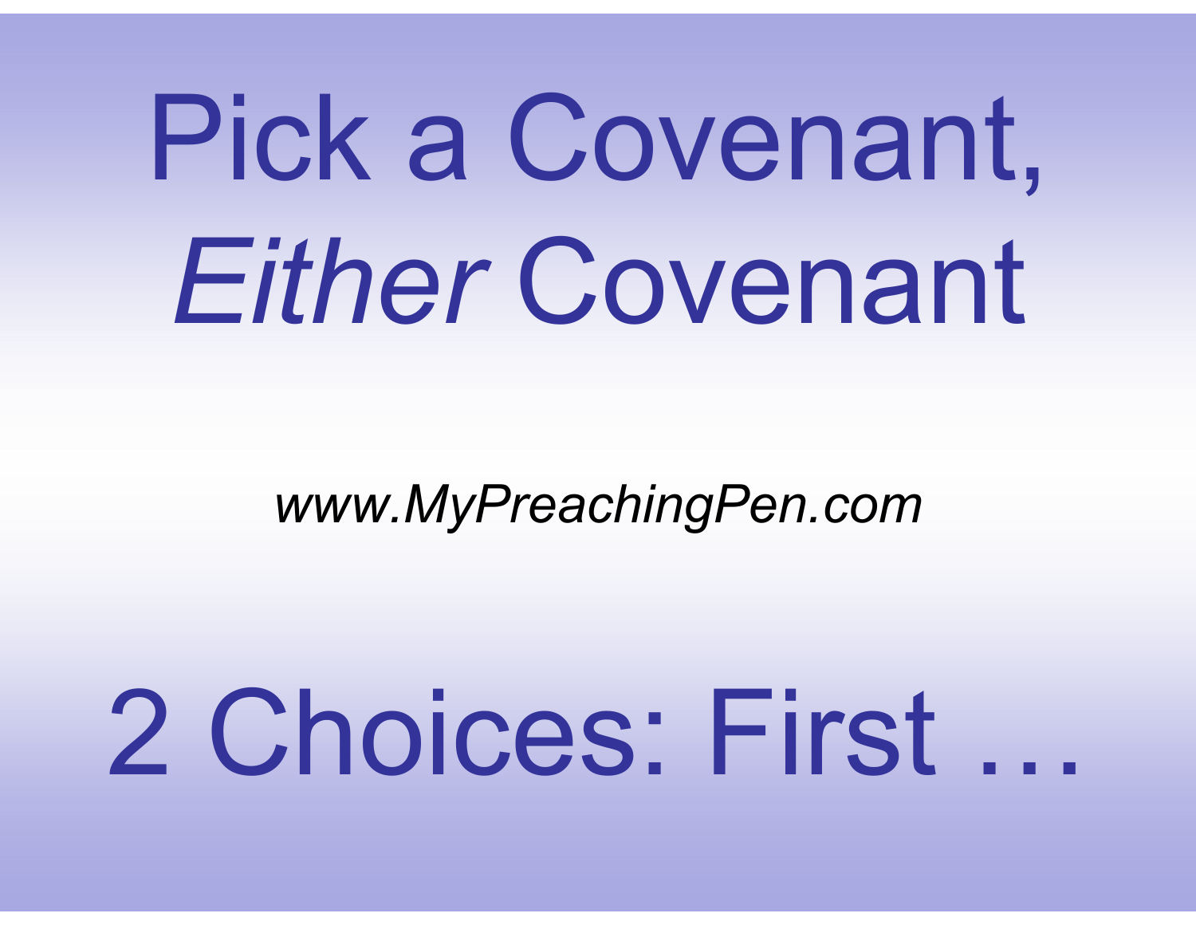# Pick a Covenant, *Either* Covenant

*www.MyPreachingPen.com*

# 2 Choices: First …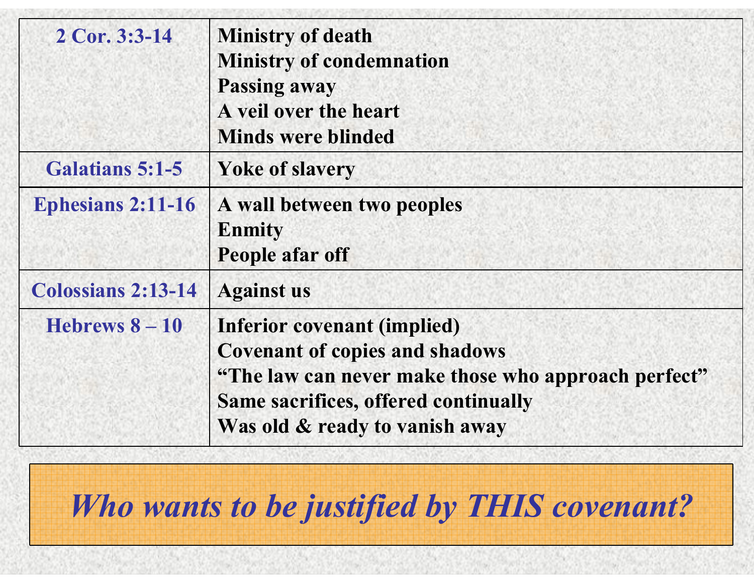| | |
|---|---|
| 2 Cor. 3:3-14 | Ministry of death<br>Ministry of condemnation<br>Passing away<br>A veil over the heart<br>Minds were blinded |
| Galatians 5:1-5 | Yoke of slavery |
| Ephesians 2:11-16 | A wall between two peoples<br>Enmity<br>People afar off |
| Colossians 2:13-14 | Against us |
| Hebrews 8 – 10 | Inferior covenant (implied)<br>Covenant of copies and shadows<br>"The law can never make those who approach perfect"<br>Same sacrifices, offered continually<br>Was old & ready to vanish away |

*Who wants to be justified by THIS covenant?*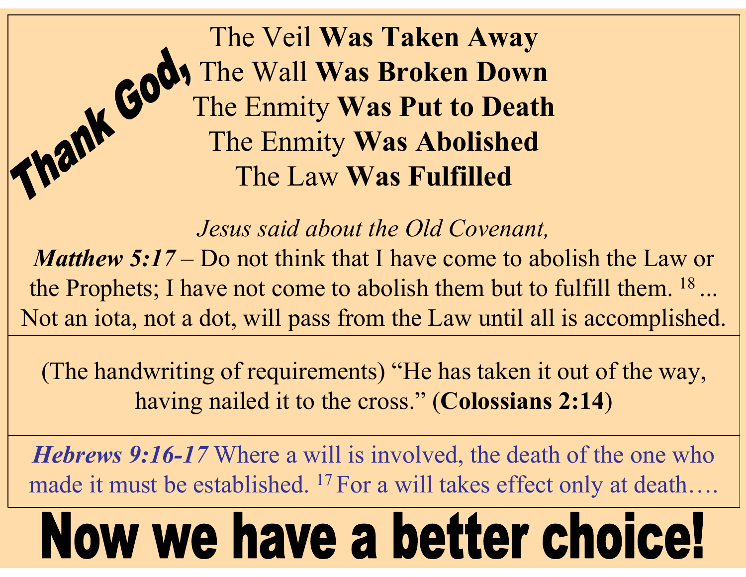**Thank God,**

The Veil **Was Taken Away**
The Wall **Was Broken Down**
The Enmity **Was Put to Death**
The Enmity **Was Abolished**
The Law **Was Fulfilled**

*Jesus said about the Old Covenant,*

***Matthew 5:17*** – Do not think that I have come to abolish the Law or the Prophets; I have not come to abolish them but to fulfill them. [18] ... Not an iota, not a dot, will pass from the Law until all is accomplished.

---

(The handwriting of requirements) "He has taken it out of the way, having nailed it to the cross." (**Colossians 2:14**)

---

***Hebrews 9:16-17*** Where a will is involved, the death of the one who made it must be established. [17] For a will takes effect only at death….

# Now we have a better choice!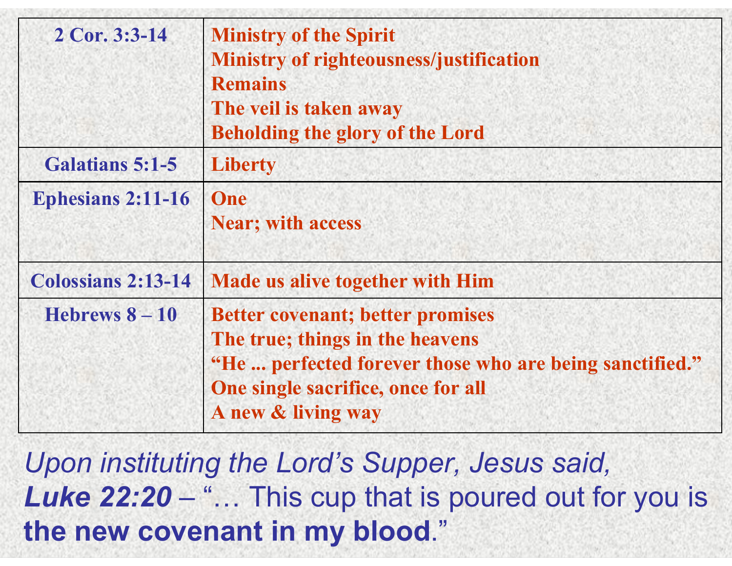| | |
|---|---|
| **2 Cor. 3:3-14** | **Ministry of the Spirit**<br>**Ministry of righteousness/justification**<br>**Remains**<br>**The veil is taken away**<br>**Beholding the glory of the Lord** |
| **Galatians 5:1-5** | **Liberty** |
| **Ephesians 2:11-16** | **One**<br>**Near; with access** |
| **Colossians 2:13-14** | **Made us alive together with Him** |
| **Hebrews 8 – 10** | **Better covenant; better promises**<br>**The true; things in the heavens**<br>**"He ... perfected forever those who are being sanctified."**<br>**One single sacrifice, once for all**<br>**A new & living way** |

*Upon instituting the Lord's Supper, Jesus said,*
***Luke 22:20*** – "… This cup that is poured out for you is **the new covenant in my blood**."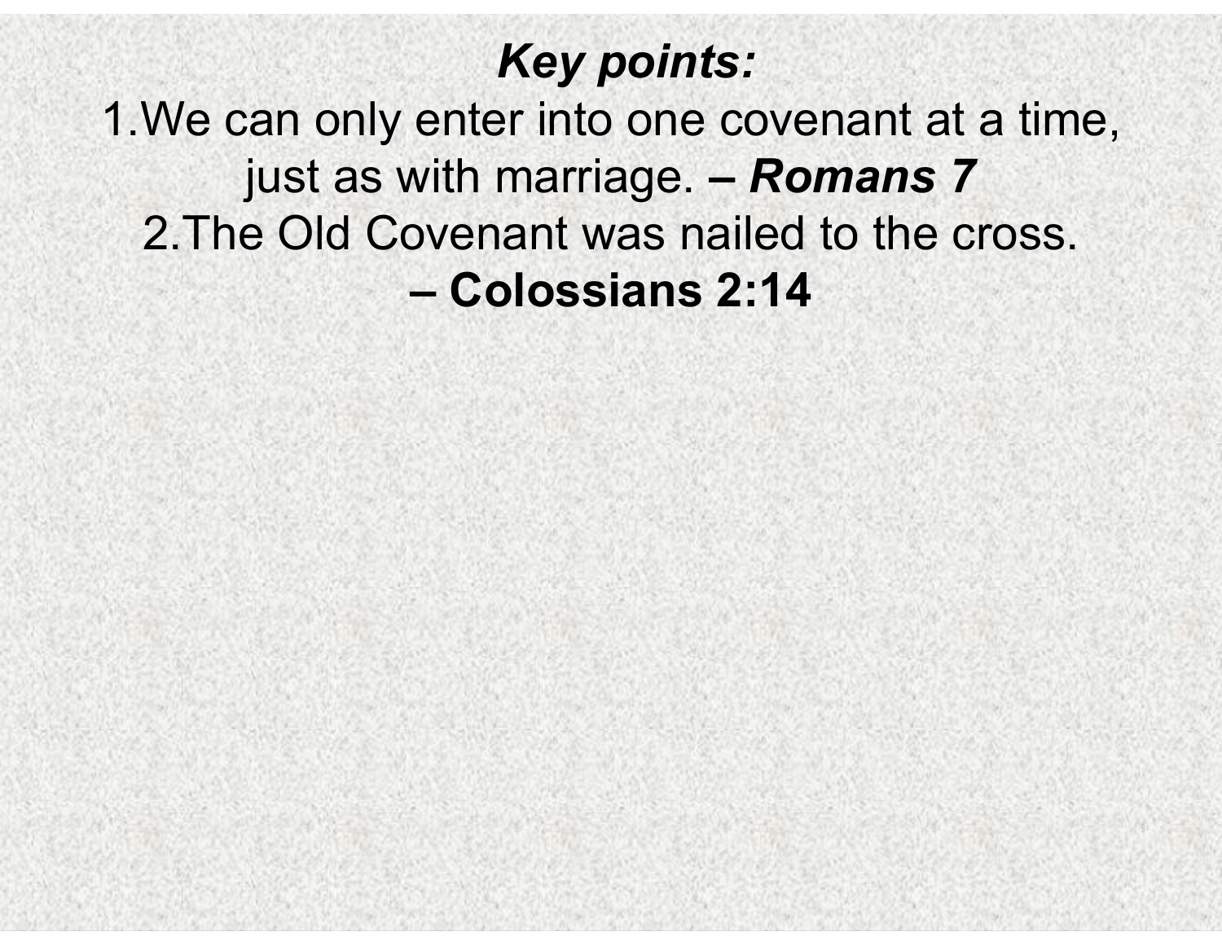***Key points:***

1. We can only enter into one covenant at a time, just as with marriage. ***– Romans 7***
2. The Old Covenant was nailed to the cross. **– Colossians 2:14**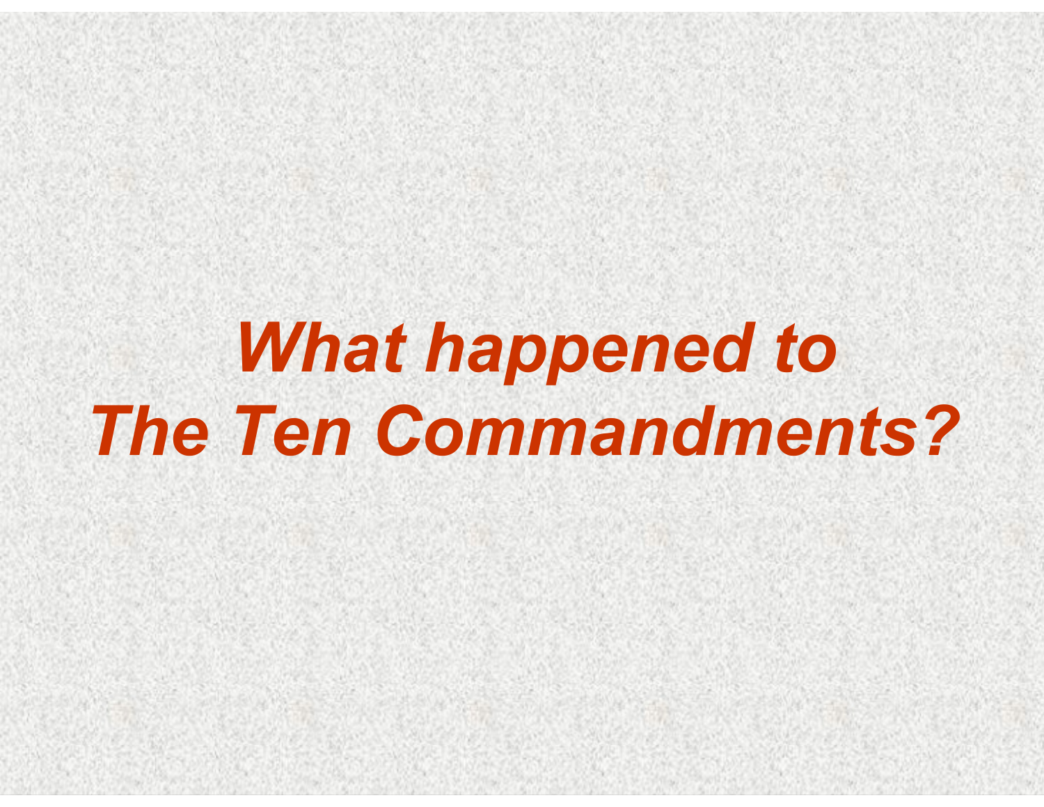# *What happened to The Ten Commandments?*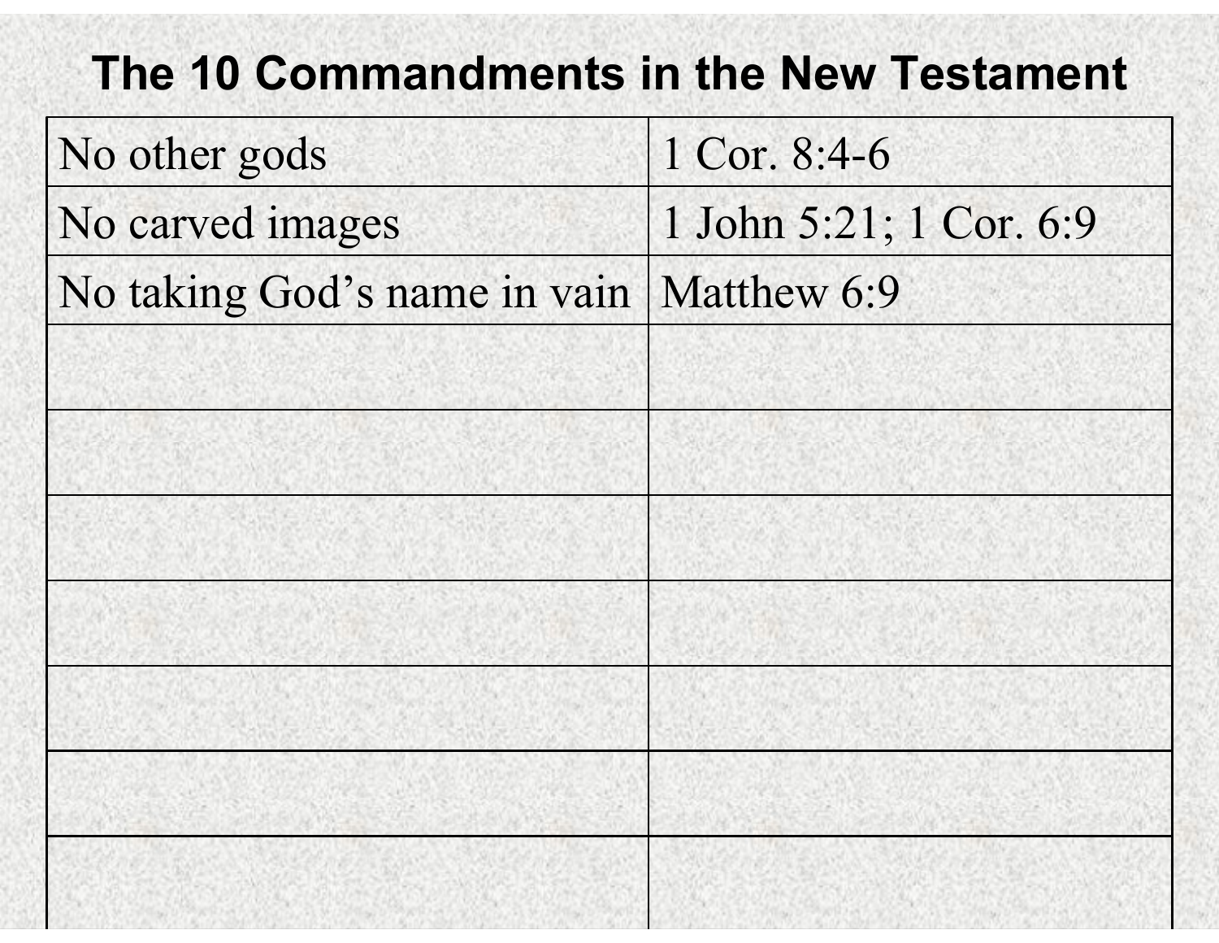# The 10 Commandments in the New Testament

| | |
|---|---|
| No other gods | 1 Cor. 8:4-6 |
| No carved images | 1 John 5:21; 1 Cor. 6:9 |
| No taking God’s name in vain | Matthew 6:9 |
| | |
| | |
| | |
| | |
| | |
| | |
| | |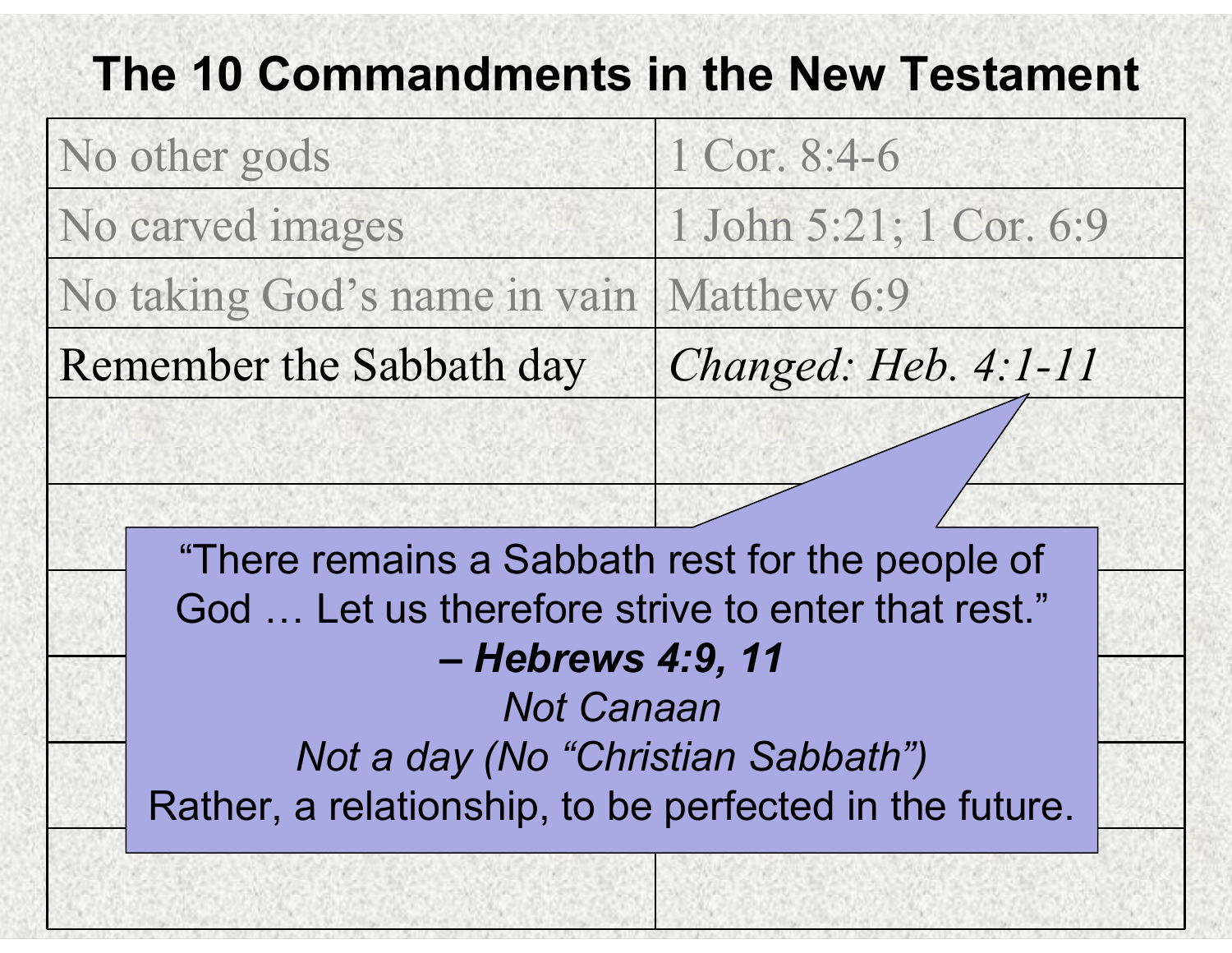# The 10 Commandments in the New Testament

| | |
|---|---|
| No other gods | 1 Cor. 8:4-6 |
| No carved images | 1 John 5:21; 1 Cor. 6:9 |
| No taking God's name in vain | Matthew 6:9 |
| Remember the Sabbath day | *Changed: Heb. 4:1-11* |
| | |
| | |
| | |
| | |
| | |
| | |

"There remains a Sabbath rest for the people of God … Let us therefore strive to enter that rest."
***– Hebrews 4:9, 11***

*Not Canaan*

*Not a day (No "Christian Sabbath")*

Rather, a relationship, to be perfected in the future.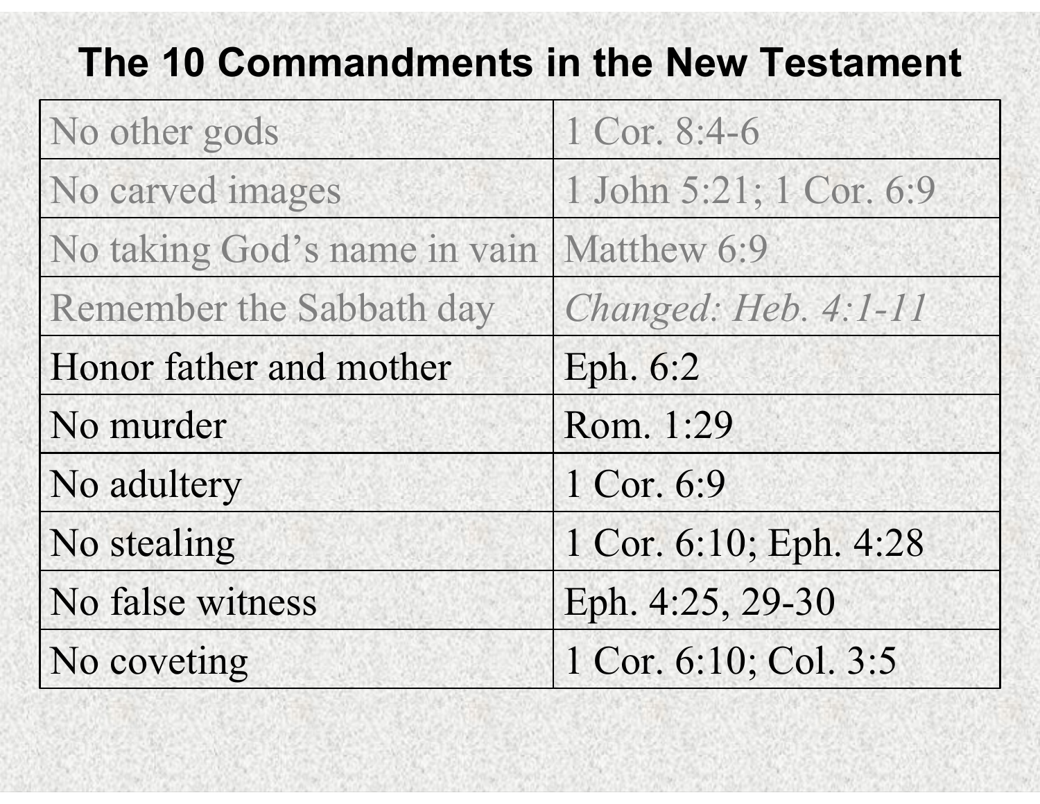# The 10 Commandments in the New Testament

| | |
|---|---|
| No other gods | 1 Cor. 8:4-6 |
| No carved images | 1 John 5:21; 1 Cor. 6:9 |
| No taking God's name in vain | Matthew 6:9 |
| Remember the Sabbath day | *Changed: Heb. 4:1-11* |
| Honor father and mother | Eph. 6:2 |
| No murder | Rom. 1:29 |
| No adultery | 1 Cor. 6:9 |
| No stealing | 1 Cor. 6:10; Eph. 4:28 |
| No false witness | Eph. 4:25, 29-30 |
| No coveting | 1 Cor. 6:10; Col. 3:5 |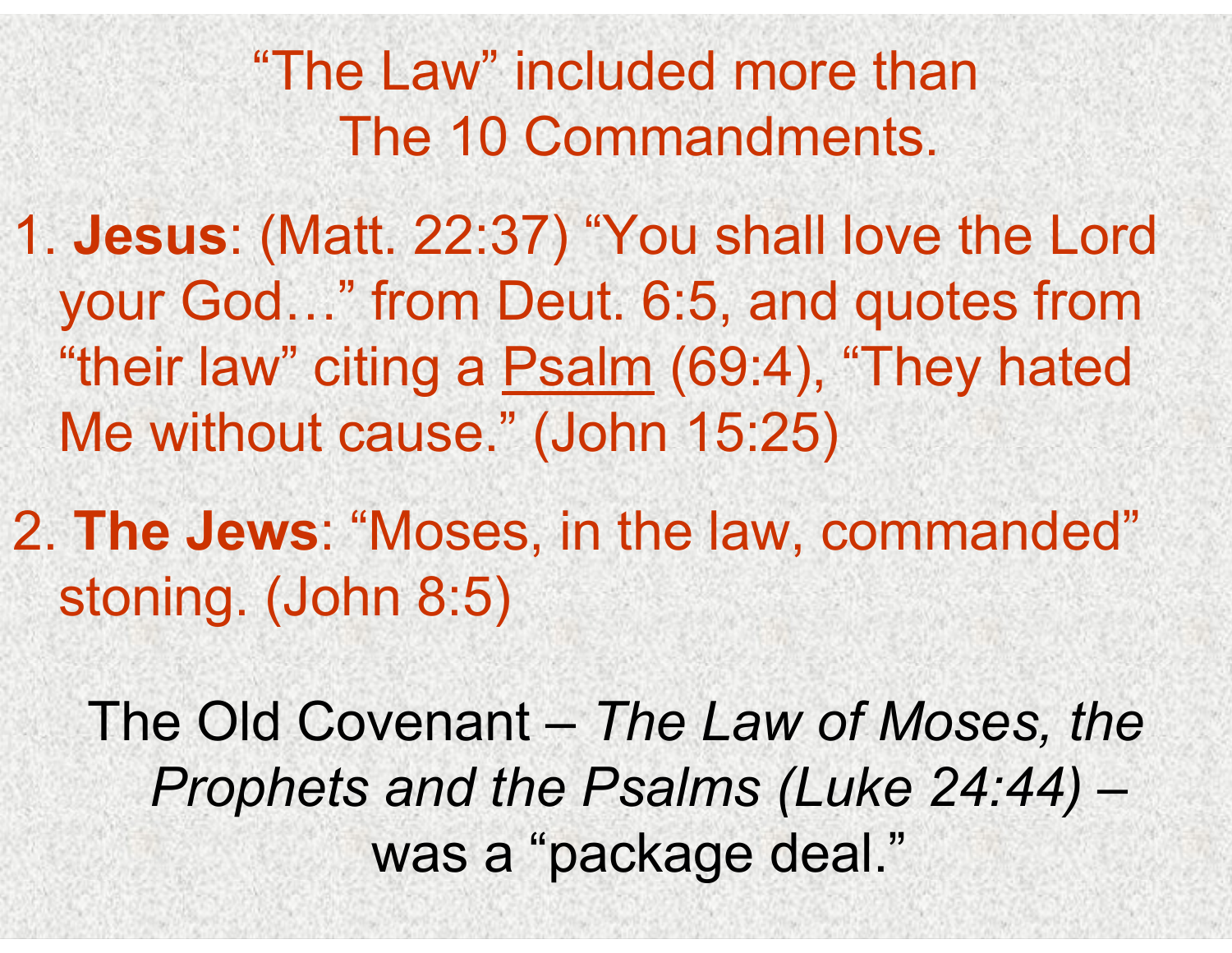# "The Law" included more than The 10 Commandments.

1. **Jesus**: (Matt. 22:37) "You shall love the Lord your God…" from Deut. 6:5, and quotes from "their law" citing a <u>Psalm</u> (69:4), "They hated Me without cause." (John 15:25)

2. **The Jews**: "Moses, in the law, commanded" stoning. (John 8:5)

The Old Covenant – *The Law of Moses, the Prophets and the Psalms (Luke 24:44)* – was a "package deal."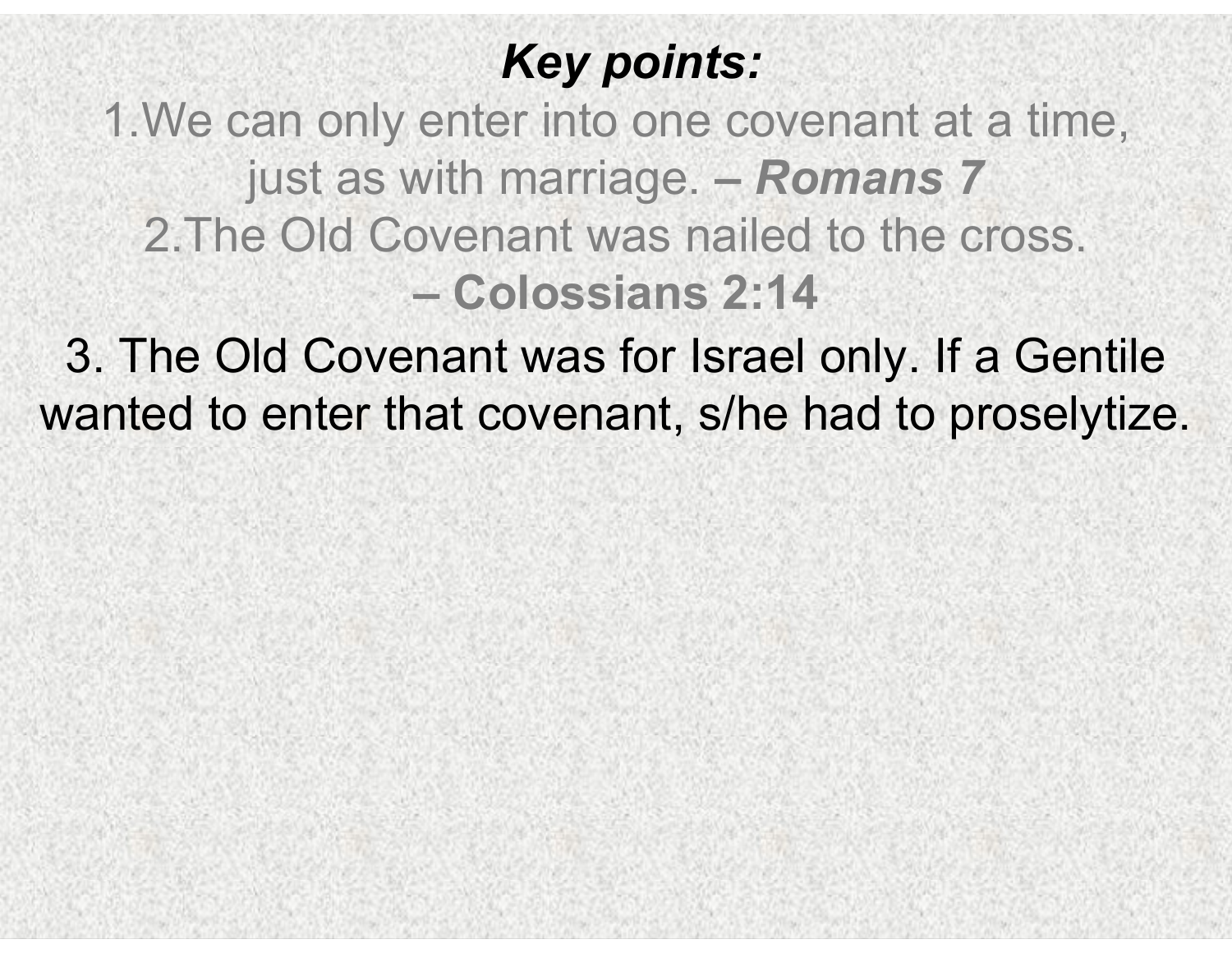***Key points:***

1. We can only enter into one covenant at a time, just as with marriage. **– *Romans 7***
2. The Old Covenant was nailed to the cross. **– Colossians 2:14**
3. The Old Covenant was for Israel only. If a Gentile wanted to enter that covenant, s/he had to proselytize.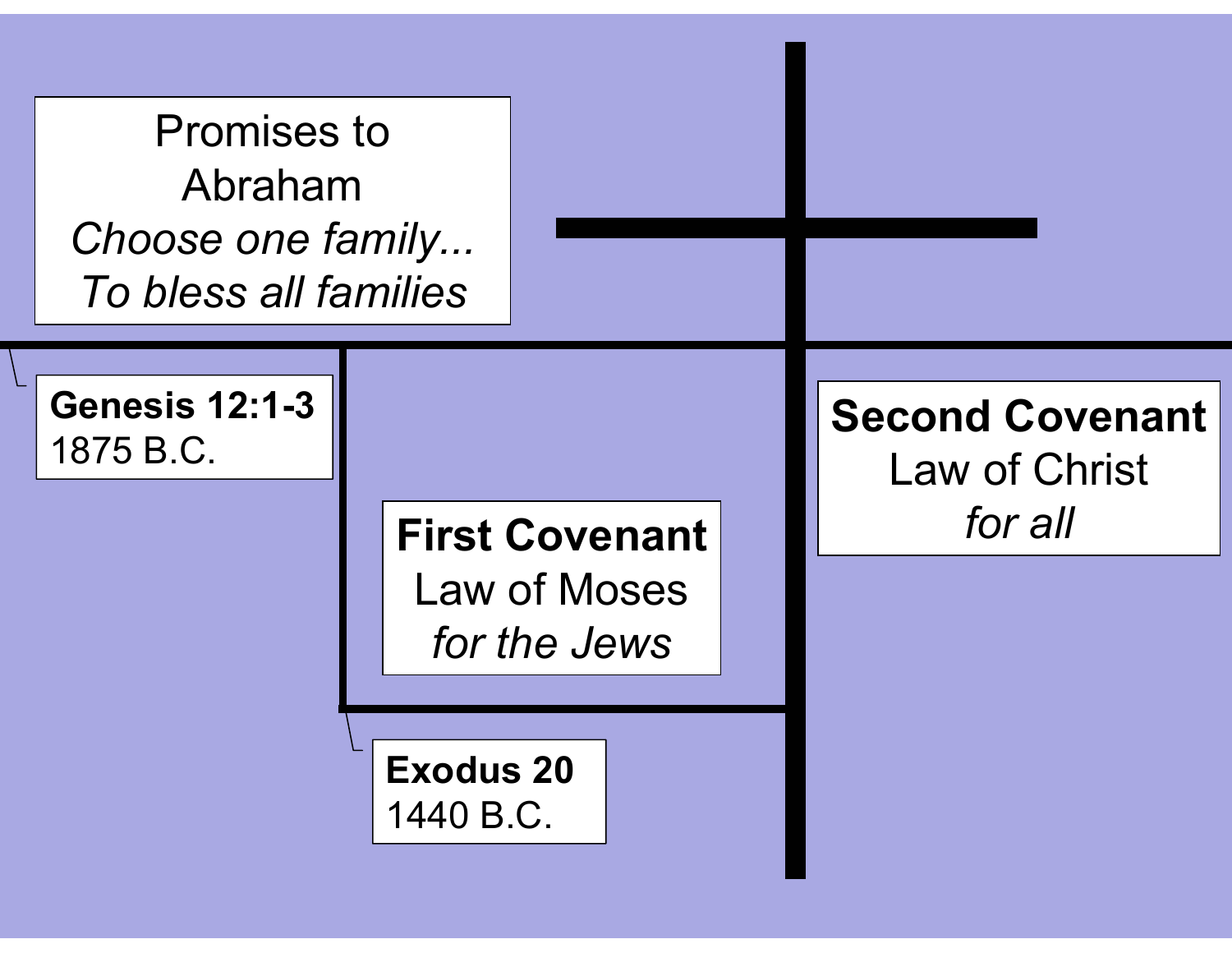Promises to Abraham
*Choose one family...*
*To bless all families*

**Genesis 12:1-3**
1875 B.C.

**First Covenant**
Law of Moses
*for the Jews*

**Exodus 20**
1440 B.C.

**Second Covenant**
Law of Christ
*for all*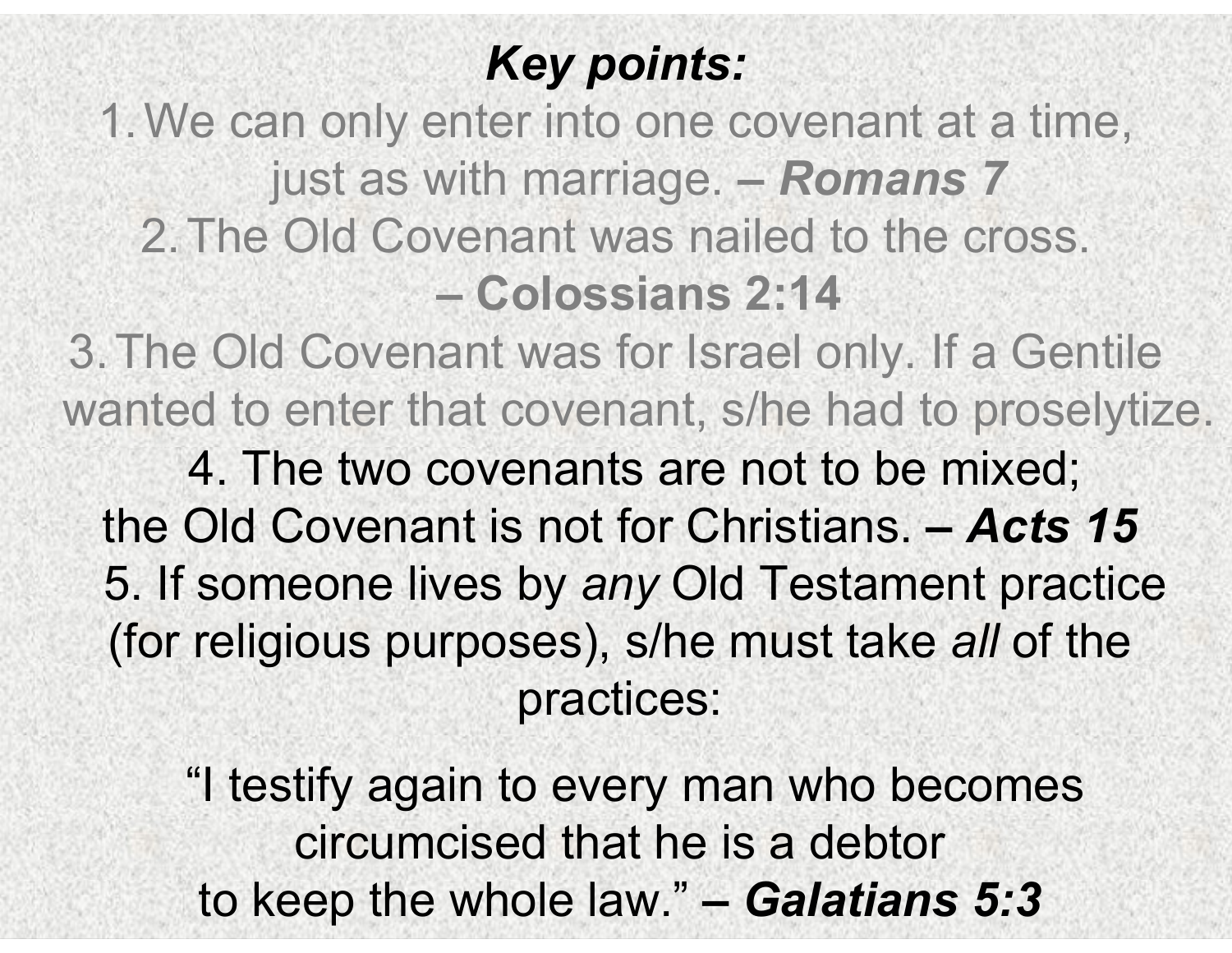***Key points:***

1. We can only enter into one covenant at a time, just as with marriage. – ***Romans 7***
2. The Old Covenant was nailed to the cross. – **Colossians 2:14**
3. The Old Covenant was for Israel only. If a Gentile wanted to enter that covenant, s/he had to proselytize.
4. The two covenants are not to be mixed; the Old Covenant is not for Christians. – ***Acts 15***
5. If someone lives by *any* Old Testament practice (for religious purposes), s/he must take *all* of the practices:

"I testify again to every man who becomes circumcised that he is a debtor to keep the whole law." – ***Galatians 5:3***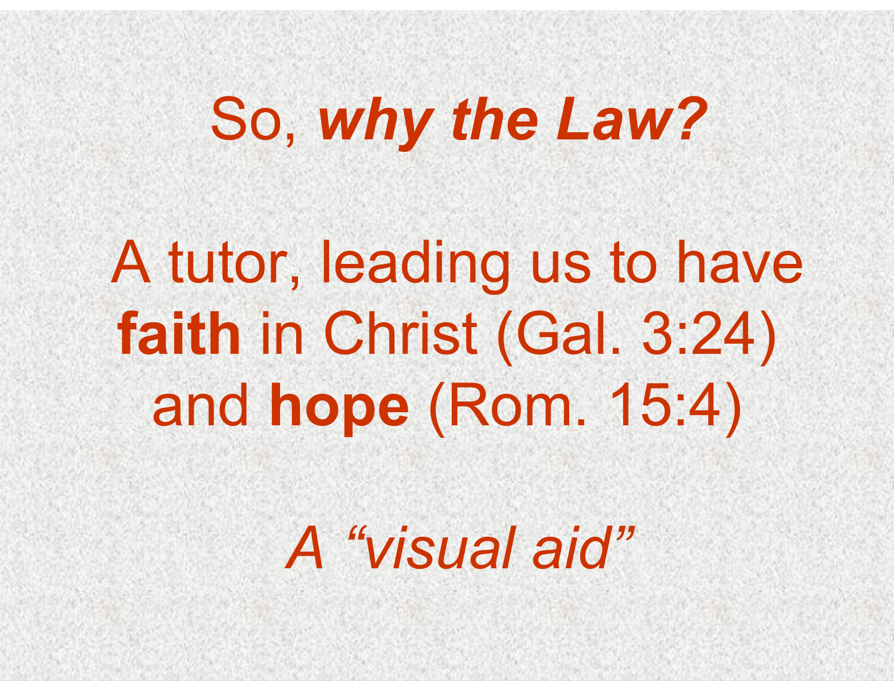# So, ***why the Law?***

A tutor, leading us to have **faith** in Christ (Gal. 3:24) and **hope** (Rom. 15:4)

*A "visual aid"*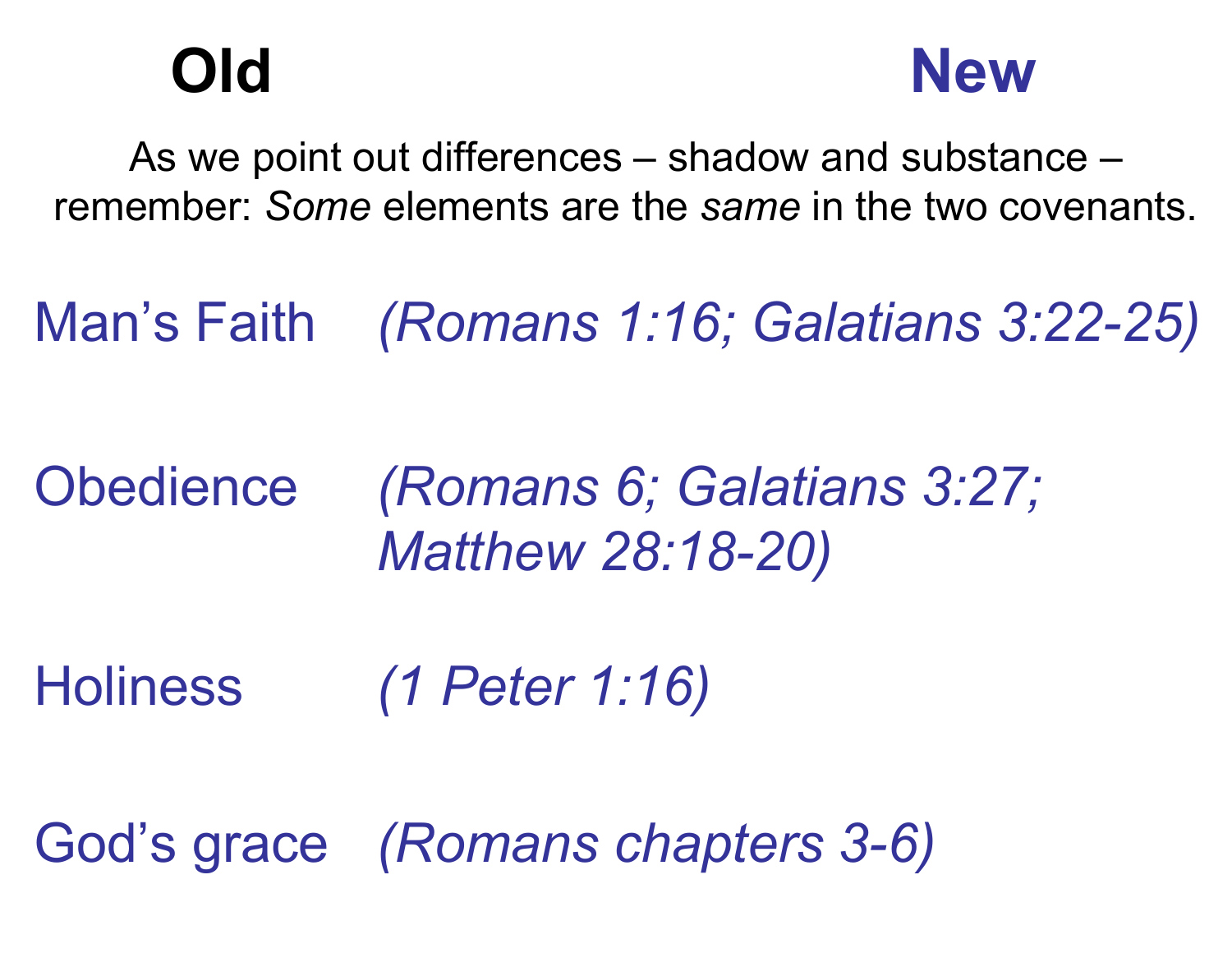**Old** **New**

As we point out differences – shadow and substance – remember: *Some* elements are the *same* in the two covenants.

Man's Faith *(Romans 1:16; Galatians 3:22-25)*

Obedience *(Romans 6; Galatians 3:27; Matthew 28:18-20)*

Holiness *(1 Peter 1:16)*

God's grace *(Romans chapters 3-6)*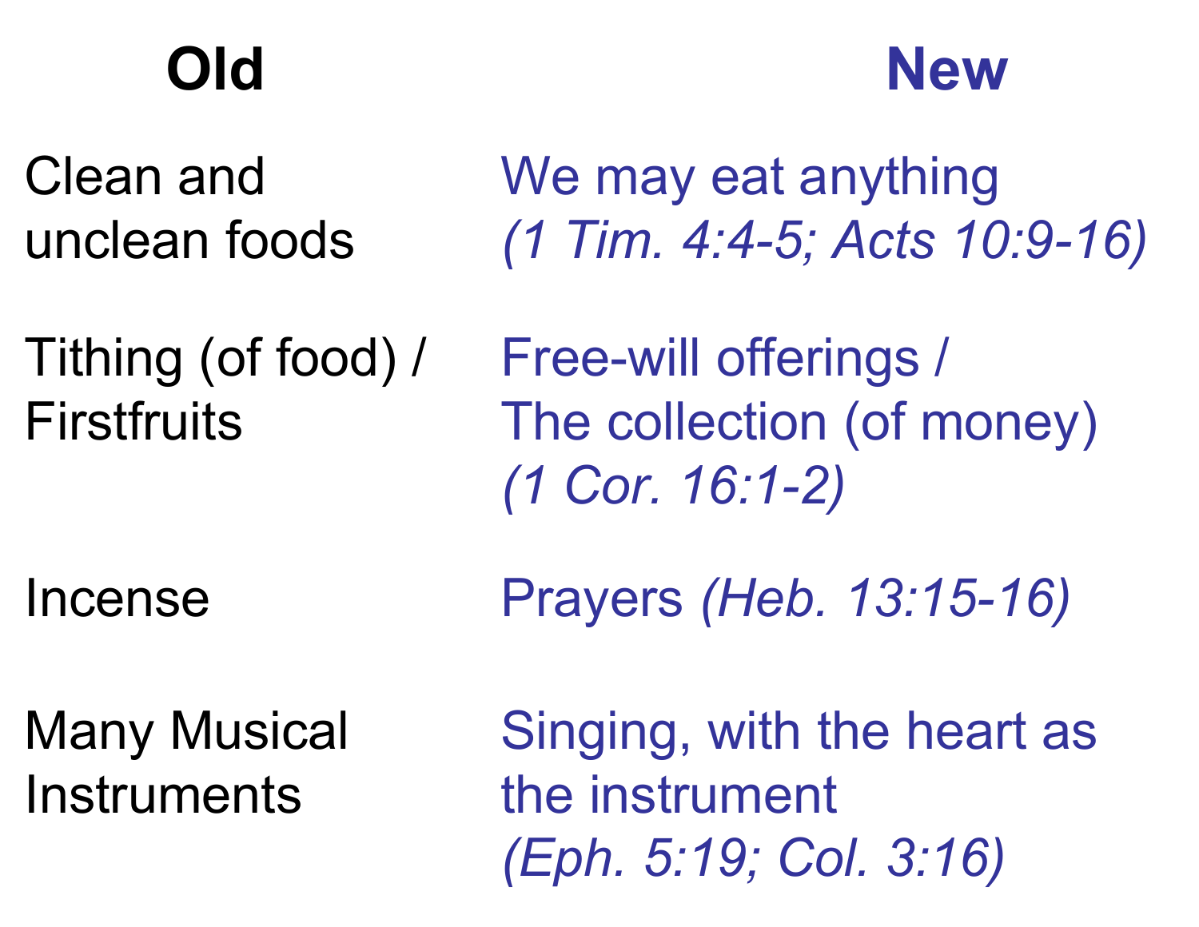| Old | New |
|---|---|
| Clean and unclean foods | We may eat anything *(1 Tim. 4:4-5; Acts 10:9-16)* |
| Tithing (of food) / Firstfruits | Free-will offerings / The collection (of money) *(1 Cor. 16:1-2)* |
| Incense | Prayers *(Heb. 13:15-16)* |
| Many Musical Instruments | Singing, with the heart as the instrument *(Eph. 5:19; Col. 3:16)* |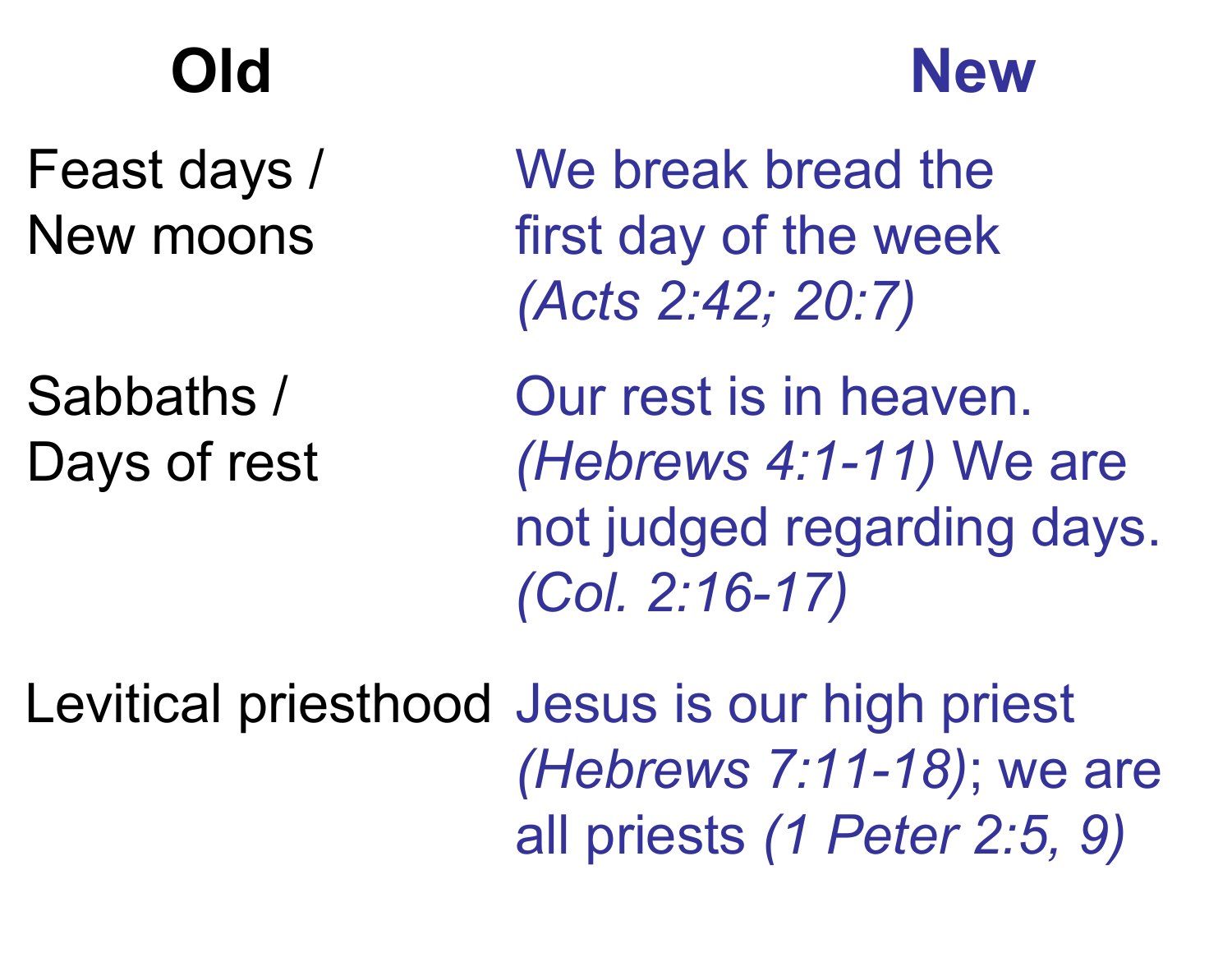| Old | New |
| --- | --- |
| Feast days / New moons | We break bread the first day of the week *(Acts 2:42; 20:7)* |
| Sabbaths / Days of rest | Our rest is in heaven. *(Hebrews 4:1-11)* We are not judged regarding days. *(Col. 2:16-17)* |
| Levitical priesthood | Jesus is our high priest *(Hebrews 7:11-18)*; we are all priests *(1 Peter 2:5, 9)* |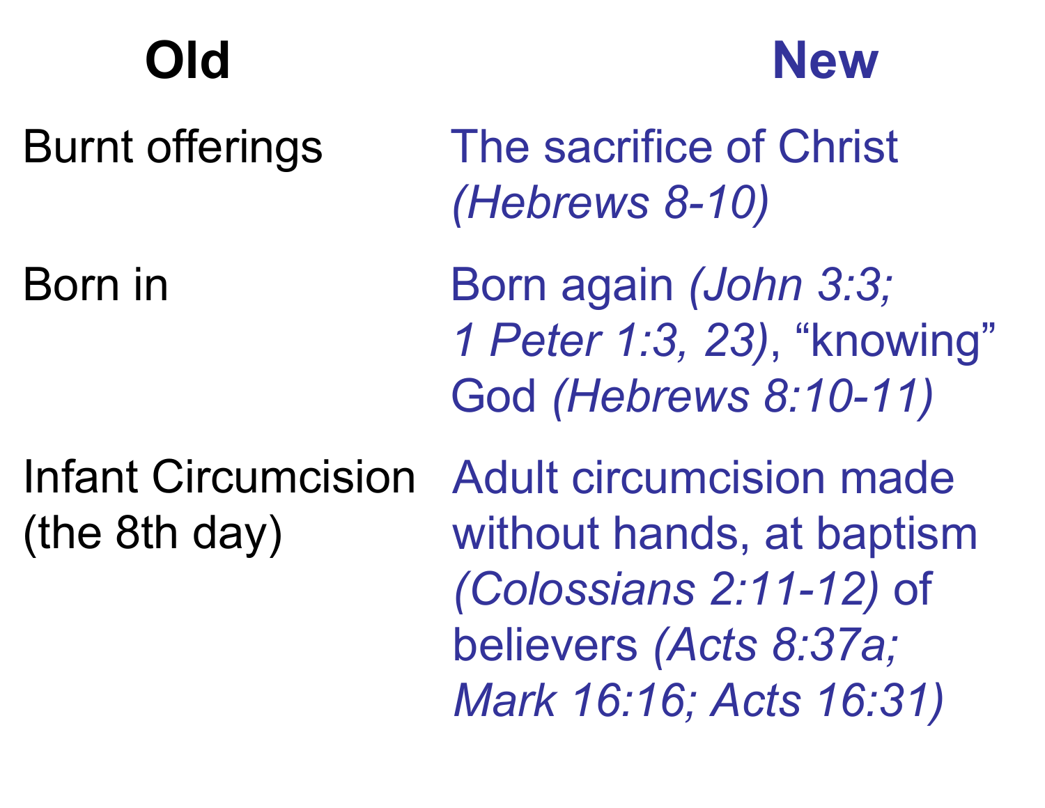| **Old** | **New** |
| --- | --- |
| Burnt offerings | The sacrifice of Christ *(Hebrews 8-10)* |
| Born in | Born again *(John 3:3; 1 Peter 1:3, 23)*, “knowing” God *(Hebrews 8:10-11)* |
| Infant Circumcision (the 8th day) | Adult circumcision made without hands, at baptism *(Colossians 2:11-12)* of believers *(Acts 8:37a; Mark 16:16; Acts 16:31)* |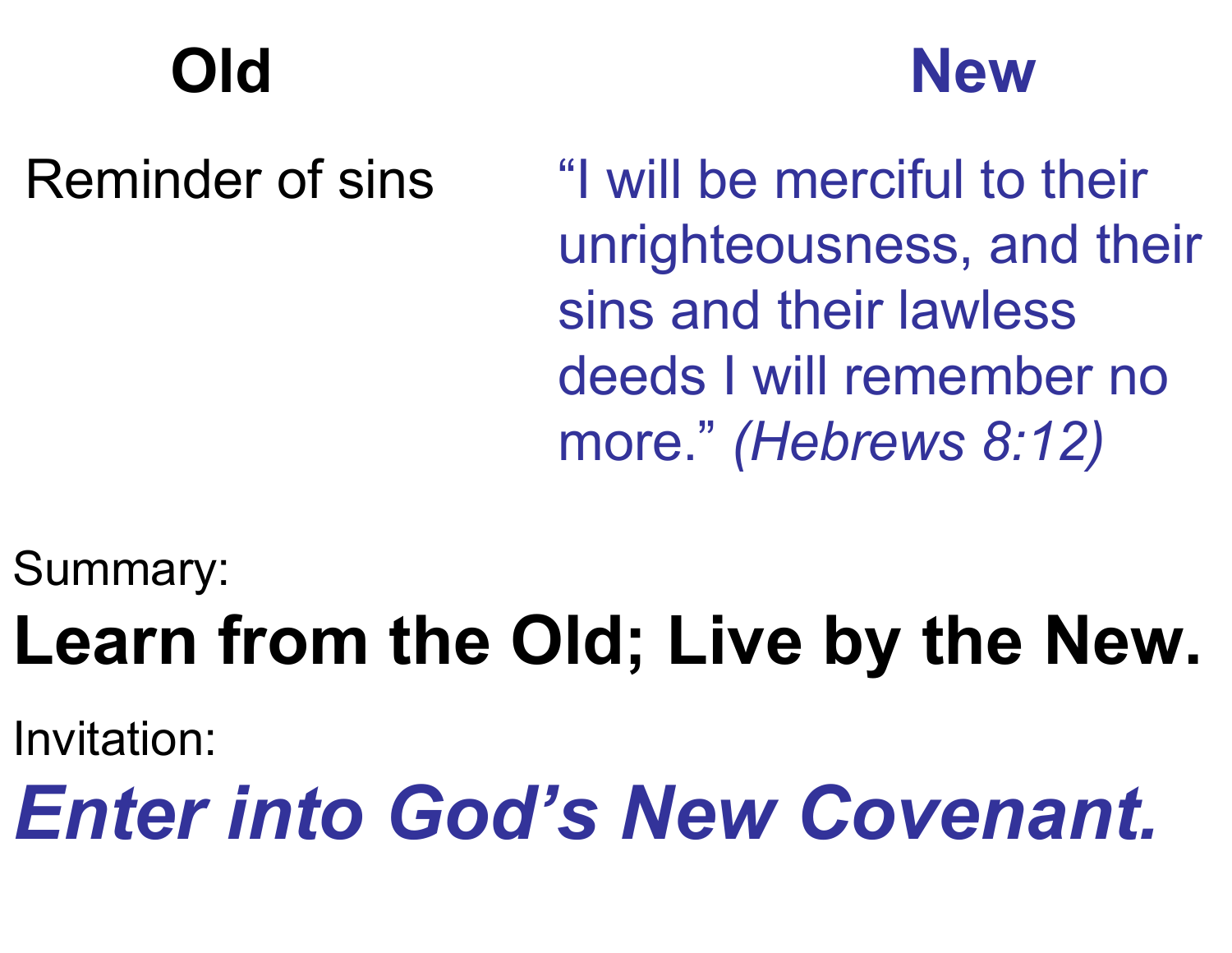| Old | New |
|---|---|
| Reminder of sins | “I will be merciful to their unrighteousness, and their sins and their lawless deeds I will remember no more.” *(Hebrews 8:12)* |

Summary:

**Learn from the Old; Live by the New.**

Invitation:

***Enter into God’s New Covenant.***